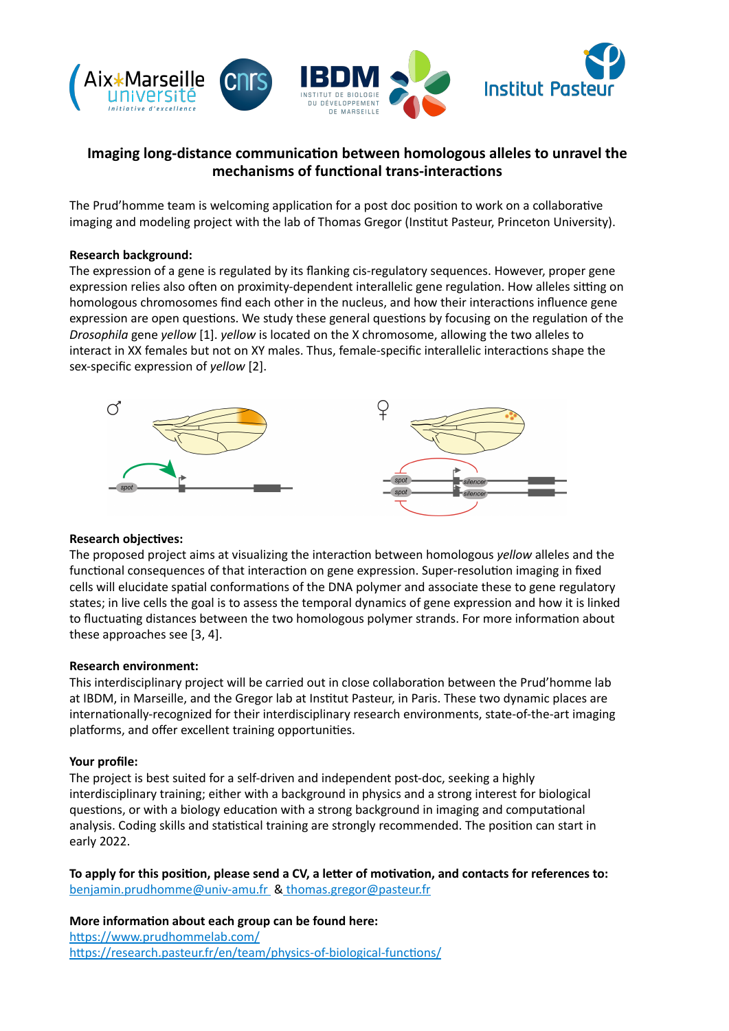# Imaging long-distance communication between homologous alleles to unravel the mechanisms of functional trans-interactions

The Prud'homme team is welcoming application for a post doc position to work on a collaborative imaging and modeling project with the lab of Thomas Gregor (Institut Pasteur, Princeton University).

**Research background:**

The expression of a gene is regulated by its flanking cis-regulatory sequences. However, proper gene expression relies also often on proximity-dependent interallelic gene regulation. How alleles sitting on homologous chromosomes find each other in the nucleus, and how their interactions influence gene expression are open questions. We study these general questions by focusing on the regulation of the *Drosophila* gene *yellow* [1]. *yellow* is located on the X chromosome, allowing the two alleles to interact in XX females but not on XY males. Thus, female-specific interallelic interactions shape the sex-specific expression of *yellow* [2].

**Research objectives:**

The proposed project aims at visualizing the interaction between homologous *yellow* alleles and the functional consequences of that interaction on gene expression. Super-resolution imaging in fixed cells will elucidate spatial conformations of the DNA polymer and associate these to gene regulatory states; in live cells the goal is to assess the temporal dynamics of gene expression and how it is linked to fluctuating distances between the two homologous polymer strands. For more information about these approaches see [3, 4].

**Research environment:**

This interdisciplinary project will be carried out in close collaboration between the Prud'homme lab at IBDM, in Marseille, and the Gregor lab at Institut Pasteur, in Paris. These two dynamic places are internationally-recognized for their interdisciplinary research environments, state-of-the-art imaging platforms, and offer excellent training opportunities.

**Your profile:**

The project is best suited for a self-driven and independent post-doc, seeking a highly interdisciplinary training; either with a background in physics and a strong interest for biological questions, or with a biology education with a strong background in imaging and computational analysis. Coding skills and statistical training are strongly recommended. The position can start in early 2022.

**To apply for this position, please send a CV, a letter of motivation, and contacts for references to:**
benjamin.prudhomme@univ-amu.fr & thomas.gregor@pasteur.fr

**More information about each group can be found here:**
https://www.prudhommelab.com/
https://research.pasteur.fr/en/team/physics-of-biological-functions/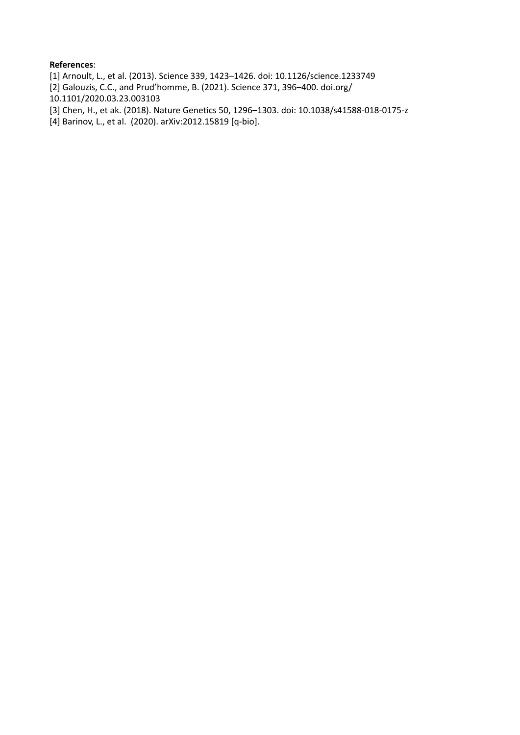**References**:

[1] Arnoult, L., et al. (2013). Science 339, 1423–1426. doi: 10.1126/science.1233749

[2] Galouzis, C.C., and Prud'homme, B. (2021). Science 371, 396–400. doi.org/10.1101/2020.03.23.003103

[3] Chen, H., et ak. (2018). Nature Genetics 50, 1296–1303. doi: 10.1038/s41588-018-0175-z

[4] Barinov, L., et al. (2020). arXiv:2012.15819 [q-bio].